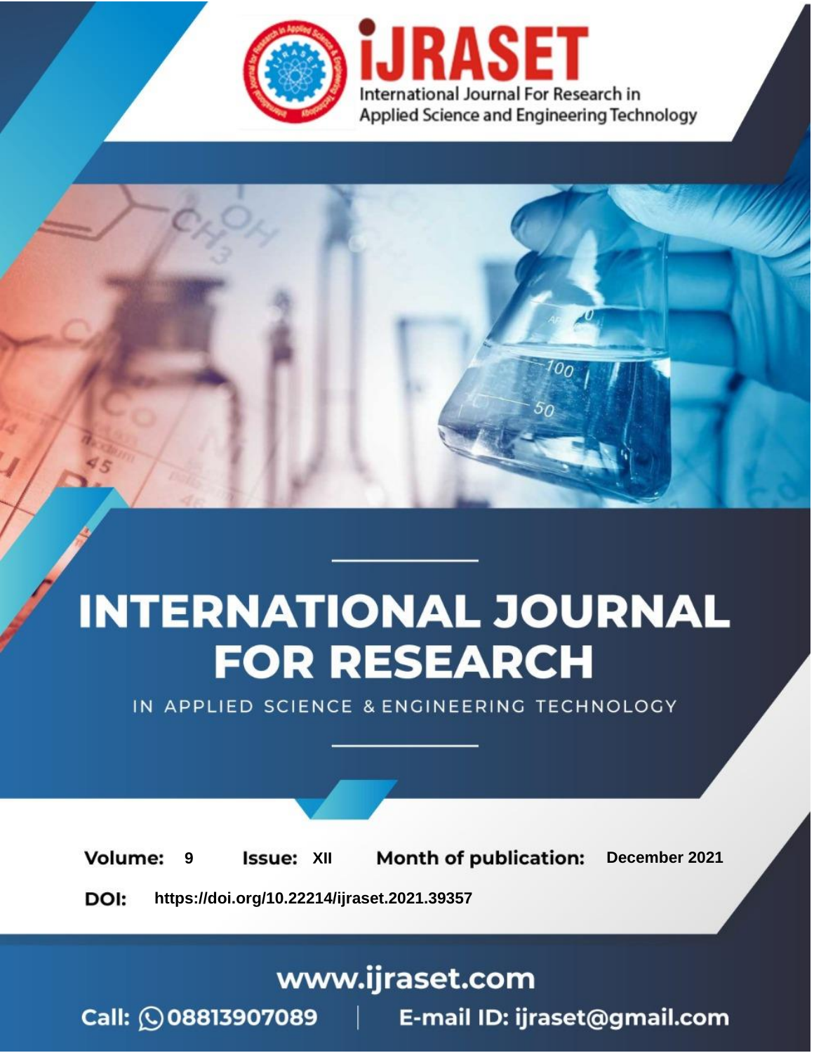iJRASET

International Journal For Research in Applied Science and Engineering Technology

# INTERNATIONAL JOURNAL FOR RESEARCH

IN APPLIED SCIENCE & ENGINEERING TECHNOLOGY

**Volume:** 9 **Issue:** XII **Month of publication:** December 2021

**DOI:** https://doi.org/10.22214/ijraset.2021.39357

www.ijraset.com

Call: 08813907089 | E-mail ID: ijraset@gmail.com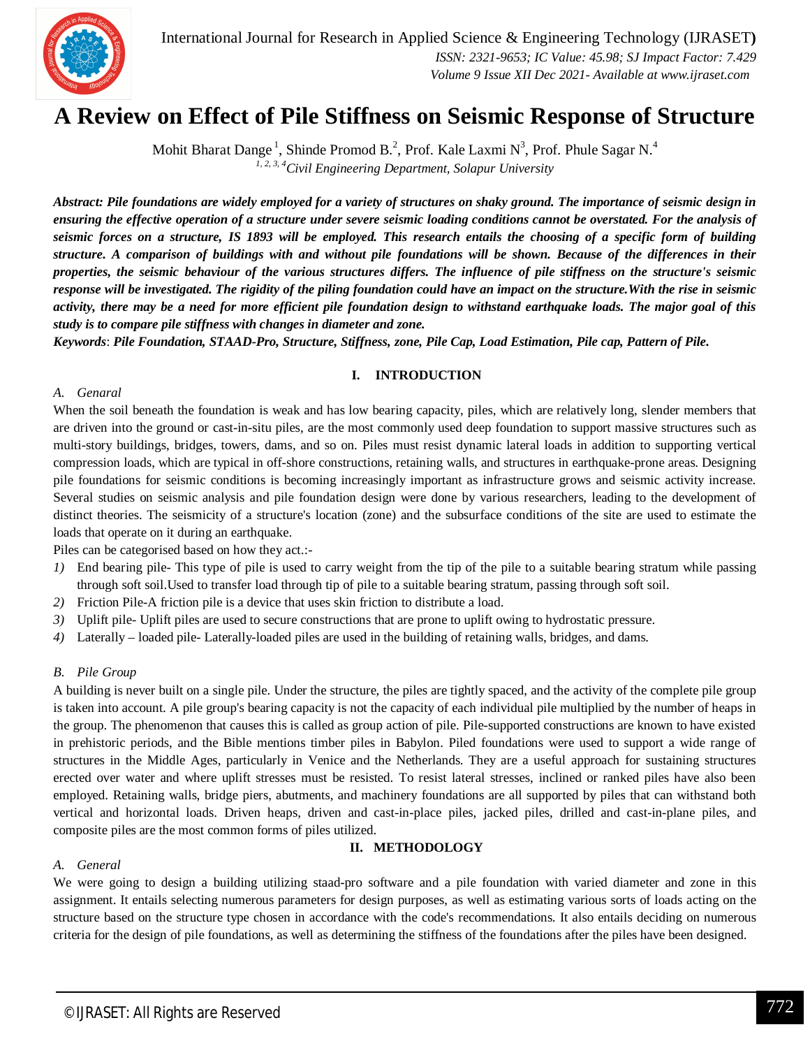# A Review on Effect of Pile Stiffness on Seismic Response of Structure

Mohit Bharat Dange [1], Shinde Promod B.[2], Prof. Kale Laxmi N[3], Prof. Phule Sagar N.[4]

[1, 2, 3, 4] *Civil Engineering Department, Solapur University*

***Abstract:** Pile foundations are widely employed for a variety of structures on shaky ground. The importance of seismic design in ensuring the effective operation of a structure under severe seismic loading conditions cannot be overstated. For the analysis of seismic forces on a structure, IS 1893 will be employed. This research entails the choosing of a specific form of building structure. A comparison of buildings with and without pile foundations will be shown. Because of the differences in their properties, the seismic behaviour of the various structures differs. The influence of pile stiffness on the structure's seismic response will be investigated. The rigidity of the piling foundation could have an impact on the structure.With the rise in seismic activity, there may be a need for more efficient pile foundation design to withstand earthquake loads. The major goal of this study is to compare pile stiffness with changes in diameter and zone.*

***Keywords**: Pile Foundation, STAAD-Pro, Structure, Stiffness, zone, Pile Cap, Load Estimation, Pile cap, Pattern of Pile.*

## I. INTRODUCTION

### A. Genaral

When the soil beneath the foundation is weak and has low bearing capacity, piles, which are relatively long, slender members that are driven into the ground or cast-in-situ piles, are the most commonly used deep foundation to support massive structures such as multi-story buildings, bridges, towers, dams, and so on. Piles must resist dynamic lateral loads in addition to supporting vertical compression loads, which are typical in off-shore constructions, retaining walls, and structures in earthquake-prone areas. Designing pile foundations for seismic conditions is becoming increasingly important as infrastructure grows and seismic activity increase. Several studies on seismic analysis and pile foundation design were done by various researchers, leading to the development of distinct theories. The seismicity of a structure's location (zone) and the subsurface conditions of the site are used to estimate the loads that operate on it during an earthquake.

Piles can be categorised based on how they act.:-

1) End bearing pile- This type of pile is used to carry weight from the tip of the pile to a suitable bearing stratum while passing through soft soil.Used to transfer load through tip of pile to a suitable bearing stratum, passing through soft soil.
2) Friction Pile-A friction pile is a device that uses skin friction to distribute a load.
3) Uplift pile- Uplift piles are used to secure constructions that are prone to uplift owing to hydrostatic pressure.
4) Laterally – loaded pile- Laterally-loaded piles are used in the building of retaining walls, bridges, and dams.

### B. Pile Group

A building is never built on a single pile. Under the structure, the piles are tightly spaced, and the activity of the complete pile group is taken into account. A pile group's bearing capacity is not the capacity of each individual pile multiplied by the number of heaps in the group. The phenomenon that causes this is called as group action of pile. Pile-supported constructions are known to have existed in prehistoric periods, and the Bible mentions timber piles in Babylon. Piled foundations were used to support a wide range of structures in the Middle Ages, particularly in Venice and the Netherlands. They are a useful approach for sustaining structures erected over water and where uplift stresses must be resisted. To resist lateral stresses, inclined or ranked piles have also been employed. Retaining walls, bridge piers, abutments, and machinery foundations are all supported by piles that can withstand both vertical and horizontal loads. Driven heaps, driven and cast-in-place piles, jacked piles, drilled and cast-in-plane piles, and composite piles are the most common forms of piles utilized.

## II. METHODOLOGY

### A. General

We were going to design a building utilizing staad-pro software and a pile foundation with varied diameter and zone in this assignment. It entails selecting numerous parameters for design purposes, as well as estimating various sorts of loads acting on the structure based on the structure type chosen in accordance with the code's recommendations. It also entails deciding on numerous criteria for the design of pile foundations, as well as determining the stiffness of the foundations after the piles have been designed.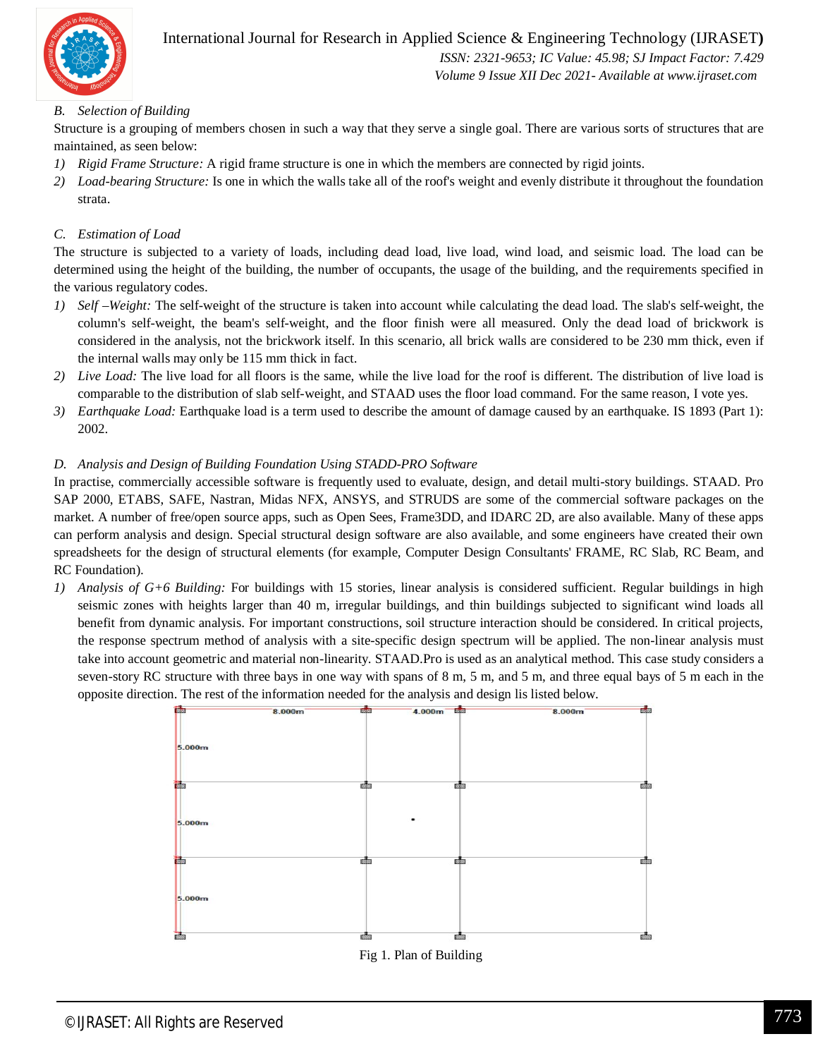### B. Selection of Building

Structure is a grouping of members chosen in such a way that they serve a single goal. There are various sorts of structures that are maintained, as seen below:

1) *Rigid Frame Structure:* A rigid frame structure is one in which the members are connected by rigid joints.
2) *Load-bearing Structure:* Is one in which the walls take all of the roof's weight and evenly distribute it throughout the foundation strata.

### C. Estimation of Load

The structure is subjected to a variety of loads, including dead load, live load, wind load, and seismic load. The load can be determined using the height of the building, the number of occupants, the usage of the building, and the requirements specified in the various regulatory codes.

1) *Self –Weight:* The self-weight of the structure is taken into account while calculating the dead load. The slab's self-weight, the column's self-weight, the beam's self-weight, and the floor finish were all measured. Only the dead load of brickwork is considered in the analysis, not the brickwork itself. In this scenario, all brick walls are considered to be 230 mm thick, even if the internal walls may only be 115 mm thick in fact.
2) *Live Load:* The live load for all floors is the same, while the live load for the roof is different. The distribution of live load is comparable to the distribution of slab self-weight, and STAAD uses the floor load command. For the same reason, I vote yes.
3) *Earthquake Load:* Earthquake load is a term used to describe the amount of damage caused by an earthquake. IS 1893 (Part 1): 2002.

### D. Analysis and Design of Building Foundation Using STADD-PRO Software

In practise, commercially accessible software is frequently used to evaluate, design, and detail multi-story buildings. STAAD. Pro SAP 2000, ETABS, SAFE, Nastran, Midas NFX, ANSYS, and STRUDS are some of the commercial software packages on the market. A number of free/open source apps, such as Open Sees, Frame3DD, and IDARC 2D, are also available. Many of these apps can perform analysis and design. Special structural design software are also available, and some engineers have created their own spreadsheets for the design of structural elements (for example, Computer Design Consultants' FRAME, RC Slab, RC Beam, and RC Foundation).

1) *Analysis of G+6 Building:* For buildings with 15 stories, linear analysis is considered sufficient. Regular buildings in high seismic zones with heights larger than 40 m, irregular buildings, and thin buildings subjected to significant wind loads all benefit from dynamic analysis. For important constructions, soil structure interaction should be considered. In critical projects, the response spectrum method of analysis with a site-specific design spectrum will be applied. The non-linear analysis must take into account geometric and material non-linearity. STAAD.Pro is used as an analytical method. This case study considers a seven-story RC structure with three bays in one way with spans of 8 m, 5 m, and 5 m, and three equal bays of 5 m each in the opposite direction. The rest of the information needed for the analysis and design lis listed below.

Fig 1. Plan of Building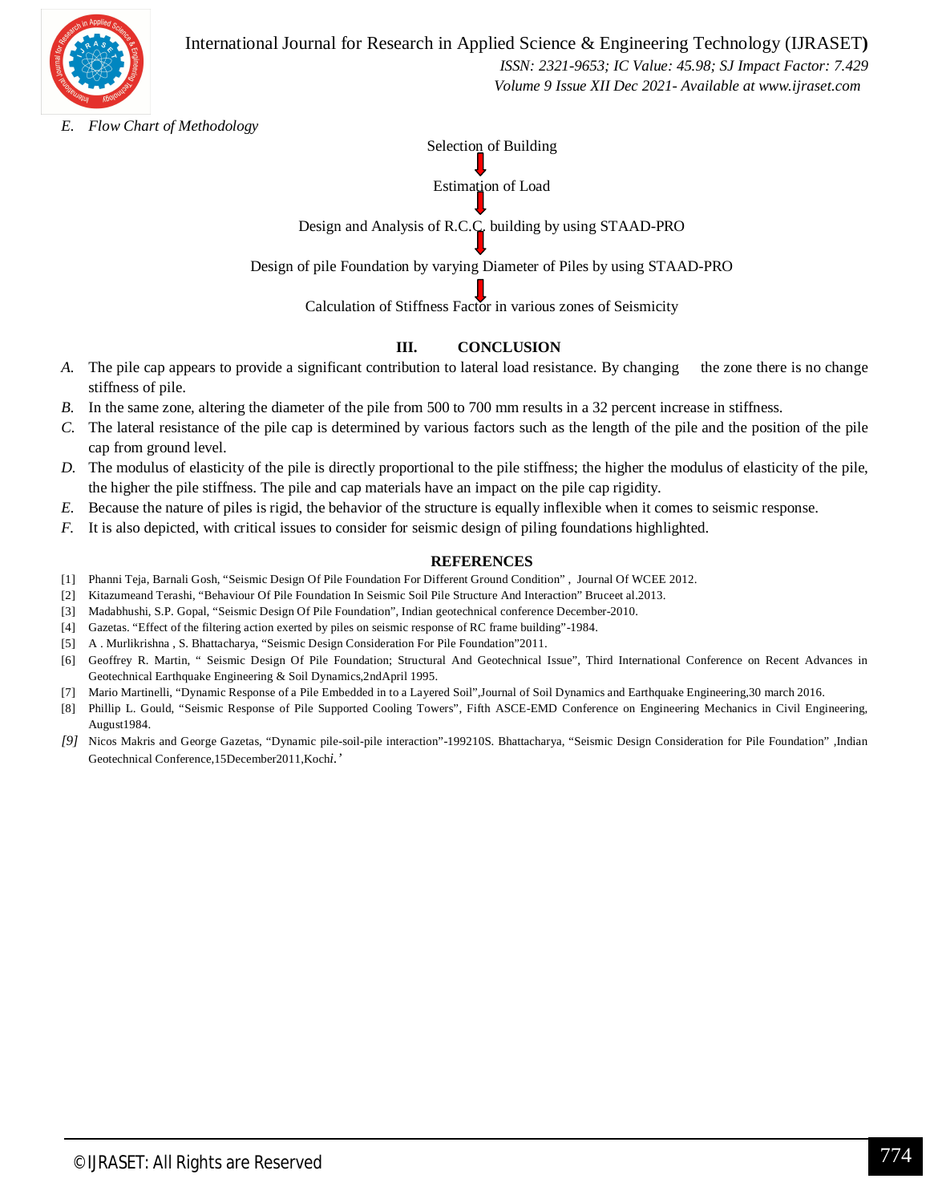*E. Flow Chart of Methodology*

Selection of Building

↓

Estimation of Load

↓

Design and Analysis of R.C.C. building by using STAAD-PRO

↓

Design of pile Foundation by varying Diameter of Piles by using STAAD-PRO

↓

Calculation of Stiffness Factor in various zones of Seismicity

## III. CONCLUSION

*A.* The pile cap appears to provide a significant contribution to lateral load resistance. By changing the zone there is no change stiffness of pile.

*B.* In the same zone, altering the diameter of the pile from 500 to 700 mm results in a 32 percent increase in stiffness.

*C.* The lateral resistance of the pile cap is determined by various factors such as the length of the pile and the position of the pile cap from ground level.

*D.* The modulus of elasticity of the pile is directly proportional to the pile stiffness; the higher the modulus of elasticity of the pile, the higher the pile stiffness. The pile and cap materials have an impact on the pile cap rigidity.

*E.* Because the nature of piles is rigid, the behavior of the structure is equally inflexible when it comes to seismic response.

*F.* It is also depicted, with critical issues to consider for seismic design of piling foundations highlighted.

## REFERENCES

[1] Phanni Teja, Barnali Gosh, "Seismic Design Of Pile Foundation For Different Ground Condition" , Journal Of WCEE 2012.

[2] Kitazumeand Terashi, "Behaviour Of Pile Foundation In Seismic Soil Pile Structure And Interaction" Bruceet al.2013.

[3] Madabhushi, S.P. Gopal, "Seismic Design Of Pile Foundation", Indian geotechnical conference December-2010.

[4] Gazetas. "Effect of the filtering action exerted by piles on seismic response of RC frame building"-1984.

[5] A . Murlikrishna , S. Bhattacharya, "Seismic Design Consideration For Pile Foundation"2011.

[6] Geoffrey R. Martin, " Seismic Design Of Pile Foundation; Structural And Geotechnical Issue", Third International Conference on Recent Advances in Geotechnical Earthquake Engineering & Soil Dynamics,2ndApril 1995.

[7] Mario Martinelli, "Dynamic Response of a Pile Embedded in to a Layered Soil",Journal of Soil Dynamics and Earthquake Engineering,30 march 2016.

[8] Phillip L. Gould, "Seismic Response of Pile Supported Cooling Towers", Fifth ASCE-EMD Conference on Engineering Mechanics in Civil Engineering, August1984.

[9] Nicos Makris and George Gazetas, "Dynamic pile-soil-pile interaction"-199210S. Bhattacharya, "Seismic Design Consideration for Pile Foundation" ,Indian Geotechnical Conference,15December2011,Kochi.'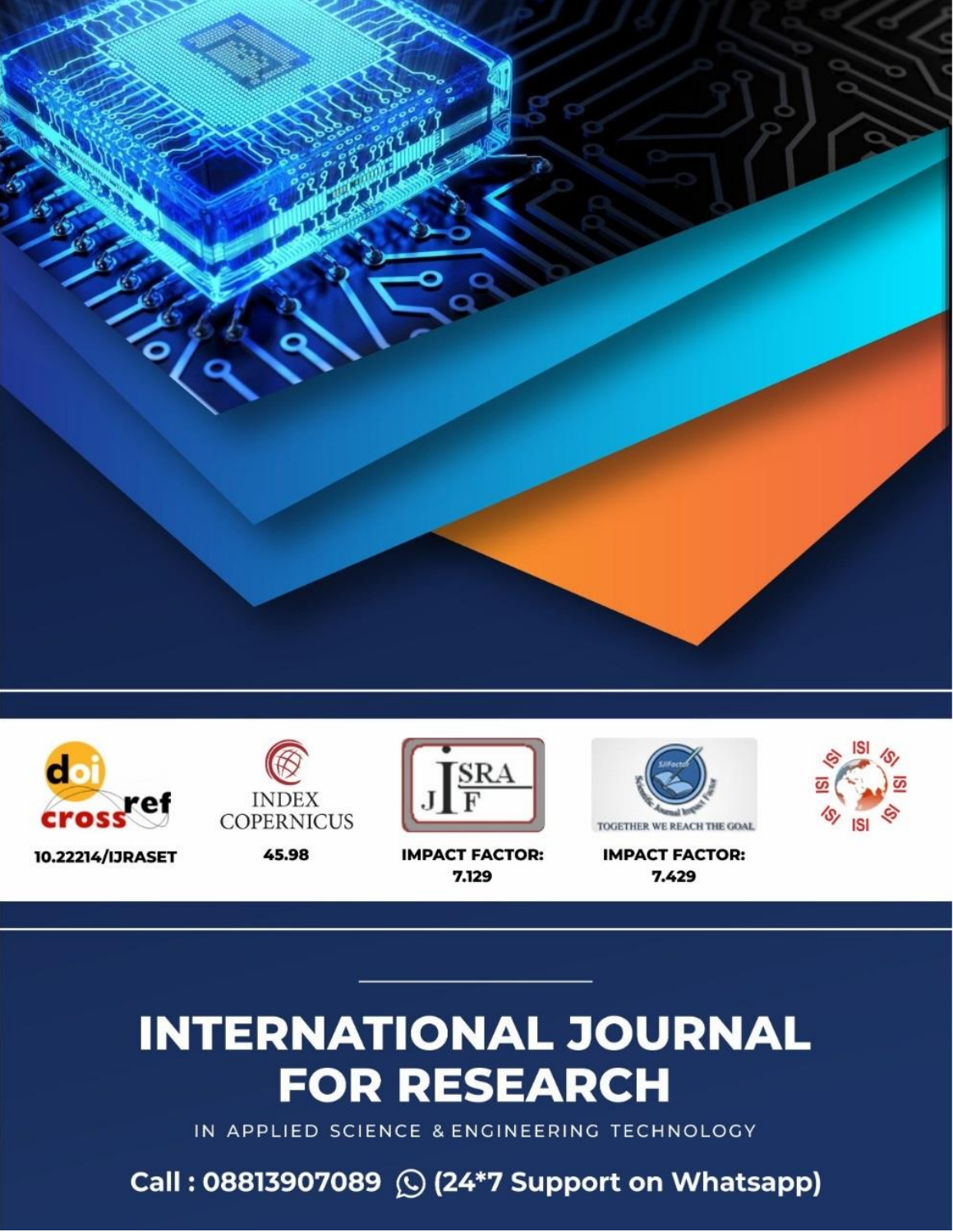10.22214/IJRASET

INDEX COPERNICUS

45.98

IMPACT FACTOR: 7.129

IMPACT FACTOR: 7.429

# INTERNATIONAL JOURNAL FOR RESEARCH

IN APPLIED SCIENCE & ENGINEERING TECHNOLOGY

Call : 08813907089 (24*7 Support on Whatsapp)